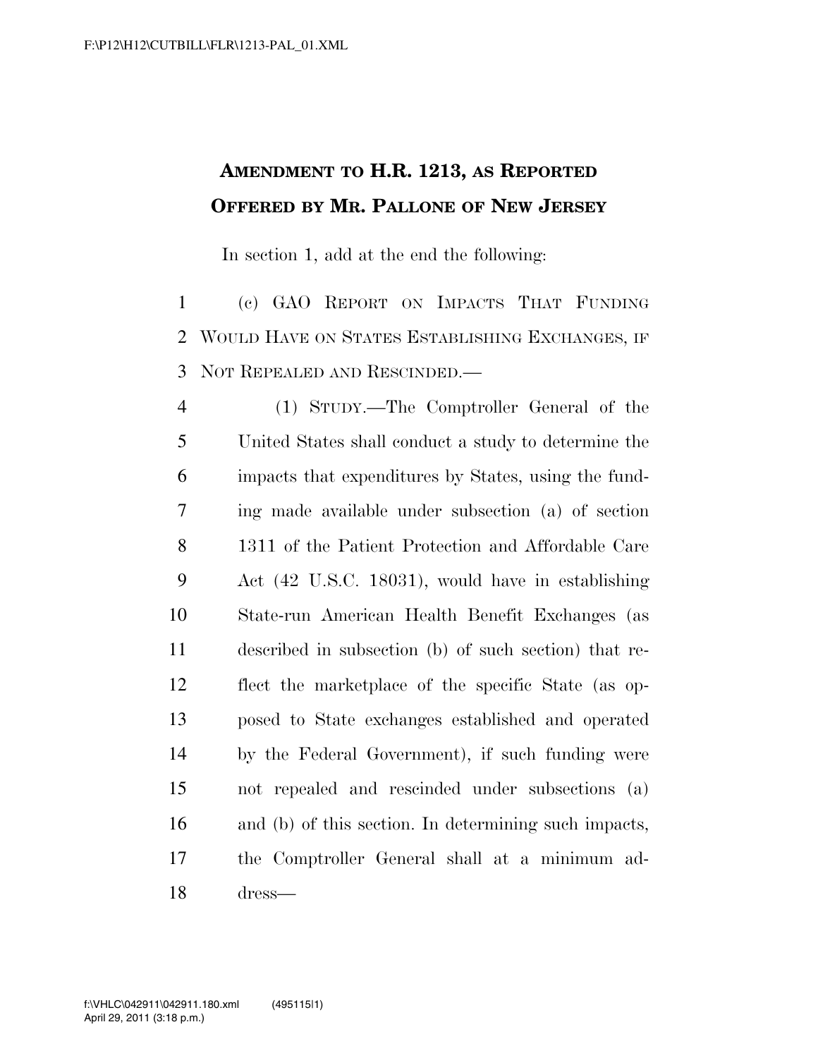**AMENDMENT TO H.R. 1213, AS REPORTED**
**OFFERED BY MR. PALLONE OF NEW JERSEY**

In section 1, add at the end the following:

(c) GAO REPORT ON IMPACTS THAT FUNDING WOULD HAVE ON STATES ESTABLISHING EXCHANGES, IF NOT REPEALED AND RESCINDED.—

(1) STUDY.—The Comptroller General of the United States shall conduct a study to determine the impacts that expenditures by States, using the funding made available under subsection (a) of section 1311 of the Patient Protection and Affordable Care Act (42 U.S.C. 18031), would have in establishing State-run American Health Benefit Exchanges (as described in subsection (b) of such section) that reflect the marketplace of the specific State (as opposed to State exchanges established and operated by the Federal Government), if such funding were not repealed and rescinded under subsections (a) and (b) of this section. In determining such impacts, the Comptroller General shall at a minimum address—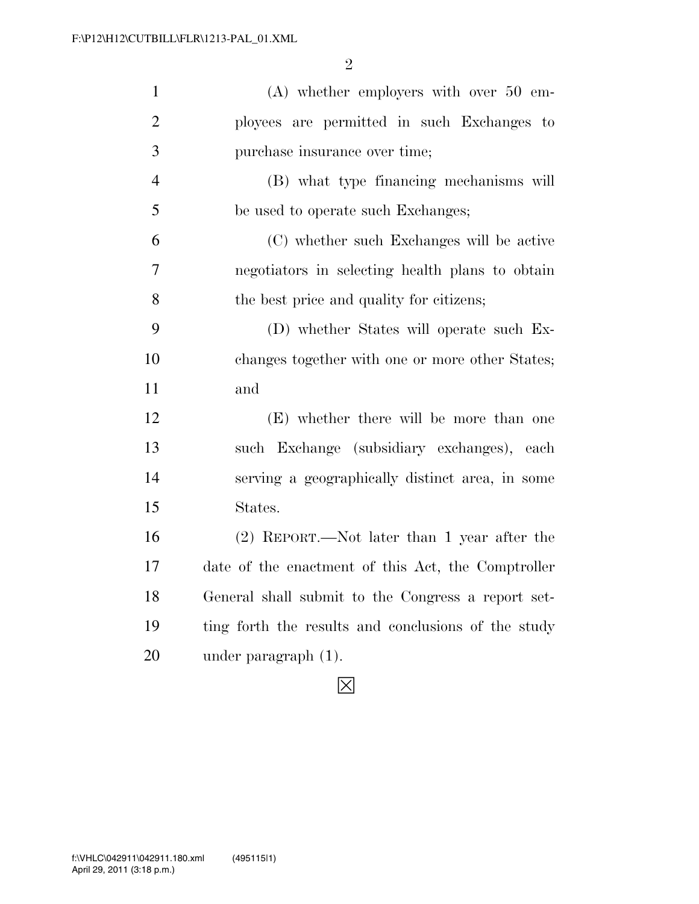(A) whether employers with over 50 employees are permitted in such Exchanges to purchase insurance over time;

(B) what type financing mechanisms will be used to operate such Exchanges;

(C) whether such Exchanges will be active negotiators in selecting health plans to obtain the best price and quality for citizens;

(D) whether States will operate such Exchanges together with one or more other States; and

(E) whether there will be more than one such Exchange (subsidiary exchanges), each serving a geographically distinct area, in some States.

(2) REPORT.—Not later than 1 year after the date of the enactment of this Act, the Comptroller General shall submit to the Congress a report setting forth the results and conclusions of the study under paragraph (1).